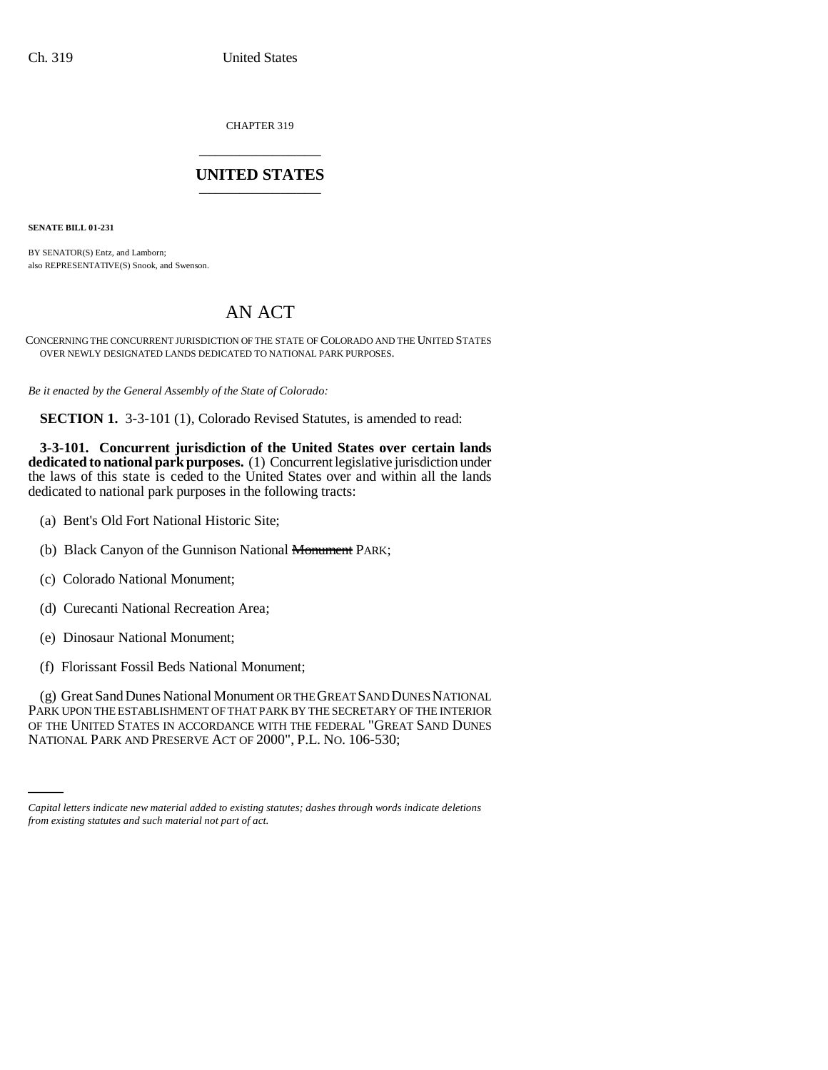CHAPTER 319

# UNITED STATES

**SENATE BILL 01-231**

BY SENATOR(S) Entz, and Lamborn;
also REPRESENTATIVE(S) Snook, and Swenson.

# AN ACT

CONCERNING THE CONCURRENT JURISDICTION OF THE STATE OF COLORADO AND THE UNITED STATES OVER NEWLY DESIGNATED LANDS DEDICATED TO NATIONAL PARK PURPOSES.

*Be it enacted by the General Assembly of the State of Colorado:*

**SECTION 1.** 3-3-101 (1), Colorado Revised Statutes, is amended to read:

**3-3-101. Concurrent jurisdiction of the United States over certain lands dedicated to national park purposes.** (1) Concurrent legislative jurisdiction under the laws of this state is ceded to the United States over and within all the lands dedicated to national park purposes in the following tracts:

(a) Bent's Old Fort National Historic Site;

(b) Black Canyon of the Gunnison National ~~Monument~~ PARK;

(c) Colorado National Monument;

(d) Curecanti National Recreation Area;

(e) Dinosaur National Monument;

(f) Florissant Fossil Beds National Monument;

(g) Great Sand Dunes National Monument OR THE GREAT SAND DUNES NATIONAL PARK UPON THE ESTABLISHMENT OF THAT PARK BY THE SECRETARY OF THE INTERIOR OF THE UNITED STATES IN ACCORDANCE WITH THE FEDERAL "GREAT SAND DUNES NATIONAL PARK AND PRESERVE ACT OF 2000", P.L. NO. 106-530;

*Capital letters indicate new material added to existing statutes; dashes through words indicate deletions from existing statutes and such material not part of act.*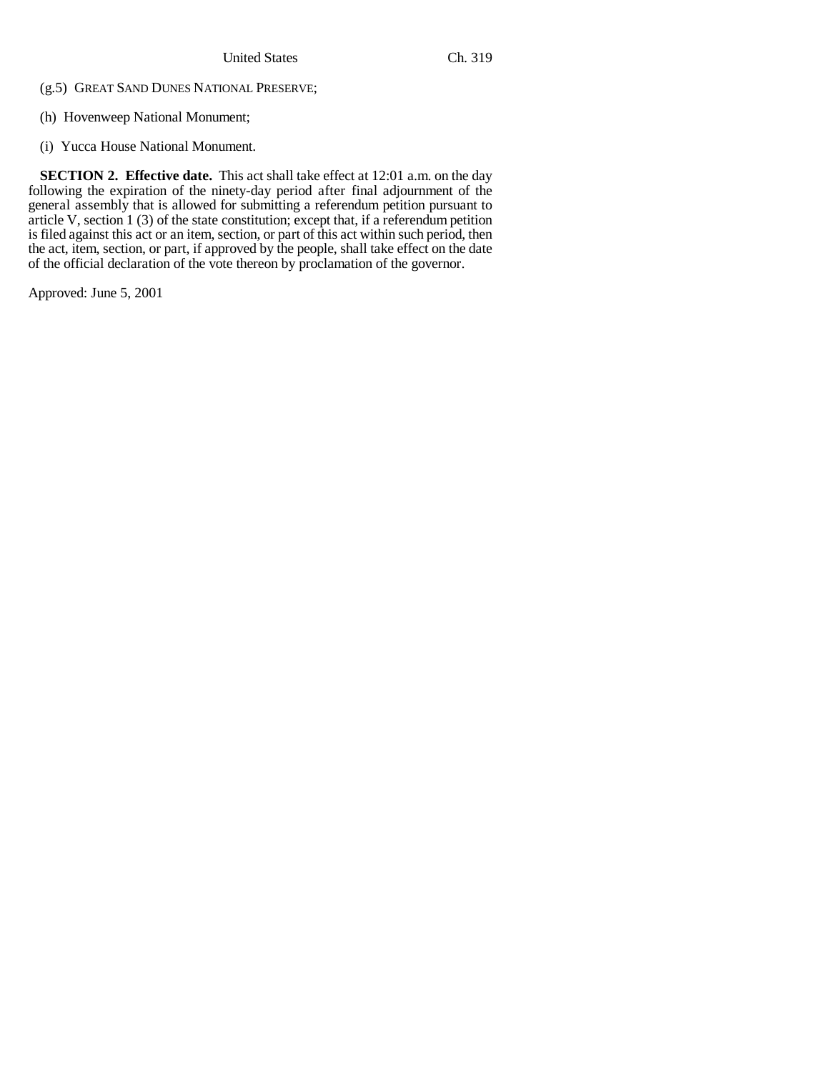(g.5) GREAT SAND DUNES NATIONAL PRESERVE;

(h) Hovenweep National Monument;

(i) Yucca House National Monument.

**SECTION 2. Effective date.** This act shall take effect at 12:01 a.m. on the day following the expiration of the ninety-day period after final adjournment of the general assembly that is allowed for submitting a referendum petition pursuant to article V, section 1 (3) of the state constitution; except that, if a referendum petition is filed against this act or an item, section, or part of this act within such period, then the act, item, section, or part, if approved by the people, shall take effect on the date of the official declaration of the vote thereon by proclamation of the governor.

Approved: June 5, 2001